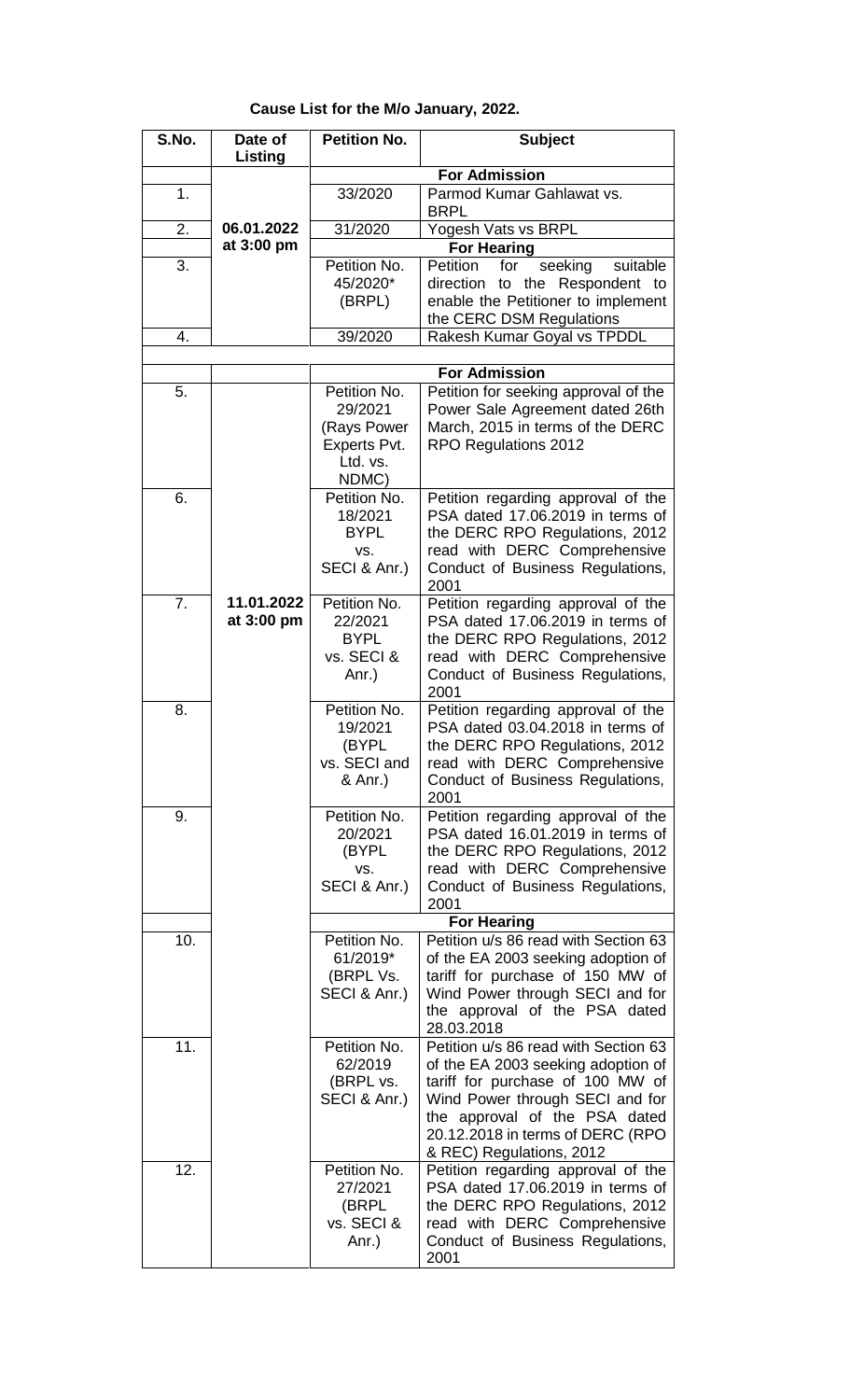**Cause List for the M/o January, 2022.**

| S.No. | Date of Listing | Petition No. | Subject |
|---|---|---|---|
| | | **For Admission** | |
| 1. | 06.01.2022 at 3:00 pm | 33/2020 | Parmod Kumar Gahlawat vs. BRPL |
| 2. | | 31/2020 | Yogesh Vats vs BRPL |
| | | **For Hearing** | |
| 3. | | Petition No. 45/2020* (BRPL) | Petition for seeking suitable direction to the Respondent to enable the Petitioner to implement the CERC DSM Regulations |
| 4. | | 39/2020 | Rakesh Kumar Goyal vs TPDDL |
| | | **For Admission** | |
| 5. | 11.01.2022 at 3:00 pm | Petition No. 29/2021 (Rays Power Experts Pvt. Ltd. vs. NDMC) | Petition for seeking approval of the Power Sale Agreement dated 26th March, 2015 in terms of the DERC RPO Regulations 2012 |
| 6. | | Petition No. 18/2021 BYPL vs. SECI & Anr.) | Petition regarding approval of the PSA dated 17.06.2019 in terms of the DERC RPO Regulations, 2012 read with DERC Comprehensive Conduct of Business Regulations, 2001 |
| 7. | | Petition No. 22/2021 BYPL vs. SECI & Anr.) | Petition regarding approval of the PSA dated 17.06.2019 in terms of the DERC RPO Regulations, 2012 read with DERC Comprehensive Conduct of Business Regulations, 2001 |
| 8. | | Petition No. 19/2021 (BYPL vs. SECI and & Anr.) | Petition regarding approval of the PSA dated 03.04.2018 in terms of the DERC RPO Regulations, 2012 read with DERC Comprehensive Conduct of Business Regulations, 2001 |
| 9. | | Petition No. 20/2021 (BYPL vs. SECI & Anr.) | Petition regarding approval of the PSA dated 16.01.2019 in terms of the DERC RPO Regulations, 2012 read with DERC Comprehensive Conduct of Business Regulations, 2001 |
| | | **For Hearing** | |
| 10. | | Petition No. 61/2019* (BRPL Vs. SECI & Anr.) | Petition u/s 86 read with Section 63 of the EA 2003 seeking adoption of tariff for purchase of 150 MW of Wind Power through SECI and for the approval of the PSA dated 28.03.2018 |
| 11. | | Petition No. 62/2019 (BRPL vs. SECI & Anr.) | Petition u/s 86 read with Section 63 of the EA 2003 seeking adoption of tariff for purchase of 100 MW of Wind Power through SECI and for the approval of the PSA dated 20.12.2018 in terms of DERC (RPO & REC) Regulations, 2012 |
| 12. | | Petition No. 27/2021 (BRPL vs. SECI & Anr.) | Petition regarding approval of the PSA dated 17.06.2019 in terms of the DERC RPO Regulations, 2012 read with DERC Comprehensive Conduct of Business Regulations, 2001 |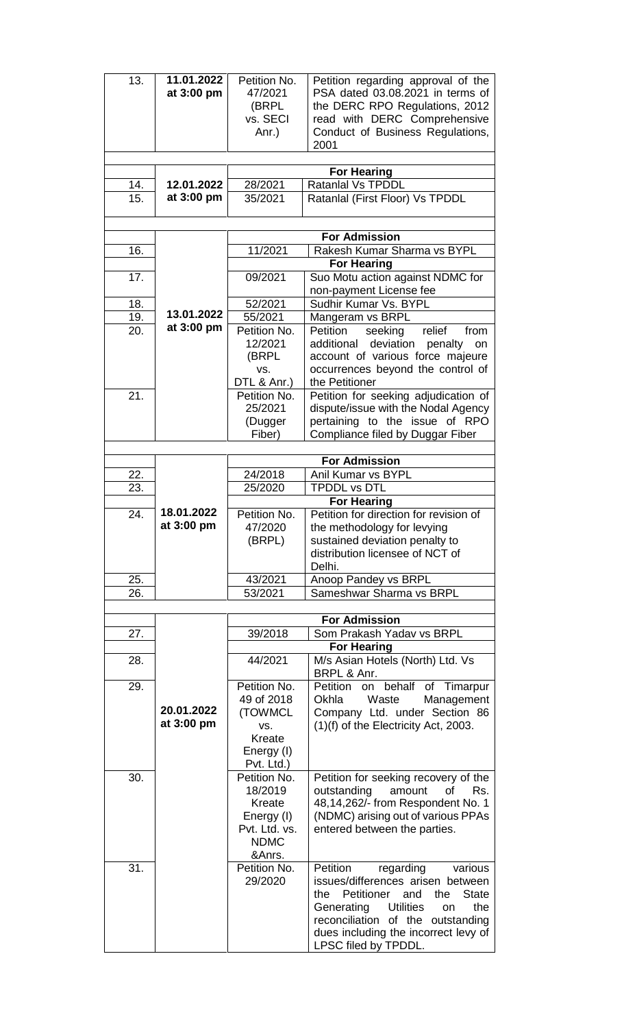| | | | |
|---|---|---|---|
| 13. | **11.01.2022 at 3:00 pm** | Petition No. 47/2021 (BRPL vs. SECI Anr.) | Petition regarding approval of the PSA dated 03.08.2021 in terms of the DERC RPO Regulations, 2012 read with DERC Comprehensive Conduct of Business Regulations, 2001 |
| | | | |
| | | **For Hearing** | |
| 14. | **12.01.2022 at 3:00 pm** | 28/2021 | Ratanlal Vs TPDDL |
| 15. | | 35/2021 | Ratanlal (First Floor) Vs TPDDL |
| | | | |
| | | **For Admission** | |
| 16. | **13.01.2022 at 3:00 pm** | 11/2021 | Rakesh Kumar Sharma vs BYPL |
| | | **For Hearing** | |
| 17. | | 09/2021 | Suo Motu action against NDMC for non-payment License fee |
| 18. | | 52/2021 | Sudhir Kumar Vs. BYPL |
| 19. | | 55/2021 | Mangeram vs BRPL |
| 20. | | Petition No. 12/2021 (BRPL vs. DTL & Anr.) | Petition seeking relief from additional deviation penalty on account of various force majeure occurrences beyond the control of the Petitioner |
| 21. | | Petition No. 25/2021 (Dugger Fiber) | Petition for seeking adjudication of dispute/issue with the Nodal Agency pertaining to the issue of RPO Compliance filed by Duggar Fiber |
| | | | |
| | | **For Admission** | |
| 22. | **18.01.2022 at 3:00 pm** | 24/2018 | Anil Kumar vs BYPL |
| 23. | | 25/2020 | TPDDL vs DTL |
| | | **For Hearing** | |
| 24. | | Petition No. 47/2020 (BRPL) | Petition for direction for revision of the methodology for levying sustained deviation penalty to distribution licensee of NCT of Delhi. |
| 25. | | 43/2021 | Anoop Pandey vs BRPL |
| 26. | | 53/2021 | Sameshwar Sharma vs BRPL |
| | | | |
| | | **For Admission** | |
| 27. | **20.01.2022 at 3:00 pm** | 39/2018 | Som Prakash Yadav vs BRPL |
| | | **For Hearing** | |
| 28. | | 44/2021 | M/s Asian Hotels (North) Ltd. Vs BRPL & Anr. |
| 29. | | Petition No. 49 of 2018 (TOWMCL vs. Kreate Energy (I) Pvt. Ltd.) | Petition on behalf of Timarpur Okhla Waste Management Company Ltd. under Section 86 (1)(f) of the Electricity Act, 2003. |
| 30. | | Petition No. 18/2019 Kreate Energy (I) Pvt. Ltd. vs. NDMC &Anrs. | Petition for seeking recovery of the outstanding amount of Rs. 48,14,262/- from Respondent No. 1 (NDMC) arising out of various PPAs entered between the parties. |
| 31. | | Petition No. 29/2020 | Petition regarding various issues/differences arisen between the Petitioner and the State Generating Utilities on the reconciliation of the outstanding dues including the incorrect levy of LPSC filed by TPDDL. |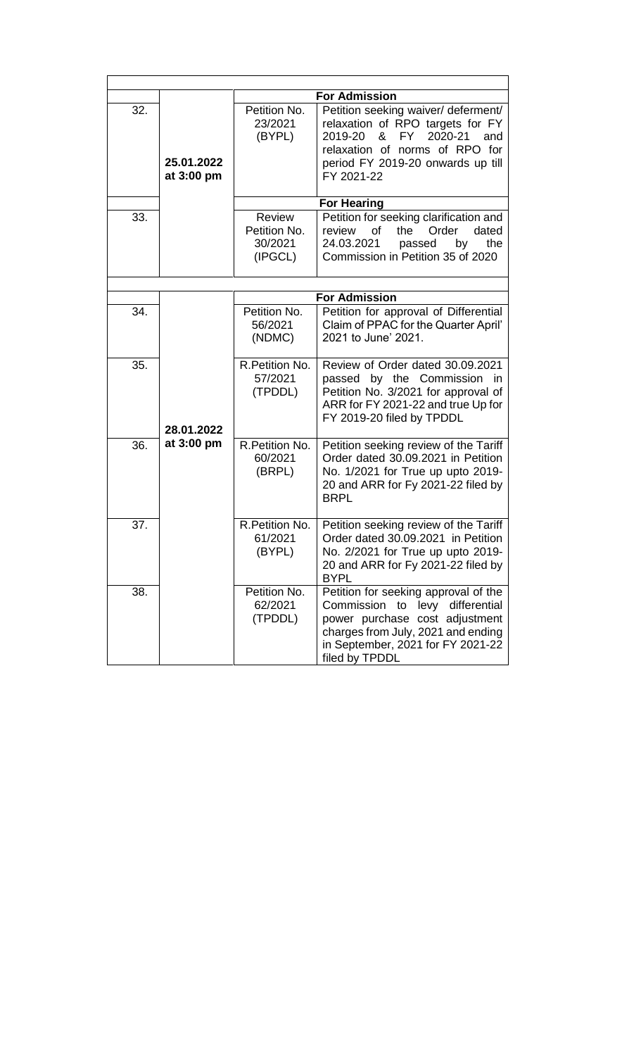| | | | |
|---|---|---|---|
| | | **For Admission** | |
| 32. | **25.01.2022 at 3:00 pm** | Petition No. 23/2021 (BYPL) | Petition seeking waiver/ deferment/ relaxation of RPO targets for FY 2019-20 & FY 2020-21 and relaxation of norms of RPO for period FY 2019-20 onwards up till FY 2021-22 |
| | | **For Hearing** | |
| 33. | | Review Petition No. 30/2021 (IPGCL) | Petition for seeking clarification and review of the Order dated 24.03.2021 passed by the Commission in Petition 35 of 2020 |
| | | | |
| | | **For Admission** | |
| 34. | **28.01.2022 at 3:00 pm** | Petition No. 56/2021 (NDMC) | Petition for approval of Differential Claim of PPAC for the Quarter April' 2021 to June' 2021. |
| 35. | | R.Petition No. 57/2021 (TPDDL) | Review of Order dated 30.09.2021 passed by the Commission in Petition No. 3/2021 for approval of ARR for FY 2021-22 and true Up for FY 2019-20 filed by TPDDL |
| 36. | | R.Petition No. 60/2021 (BRPL) | Petition seeking review of the Tariff Order dated 30.09.2021 in Petition No. 1/2021 for True up upto 2019-20 and ARR for Fy 2021-22 filed by BRPL |
| 37. | | R.Petition No. 61/2021 (BYPL) | Petition seeking review of the Tariff Order dated 30.09.2021 in Petition No. 2/2021 for True up upto 2019-20 and ARR for Fy 2021-22 filed by BYPL |
| 38. | | Petition No. 62/2021 (TPDDL) | Petition for seeking approval of the Commission to levy differential power purchase cost adjustment charges from July, 2021 and ending in September, 2021 for FY 2021-22 filed by TPDDL |